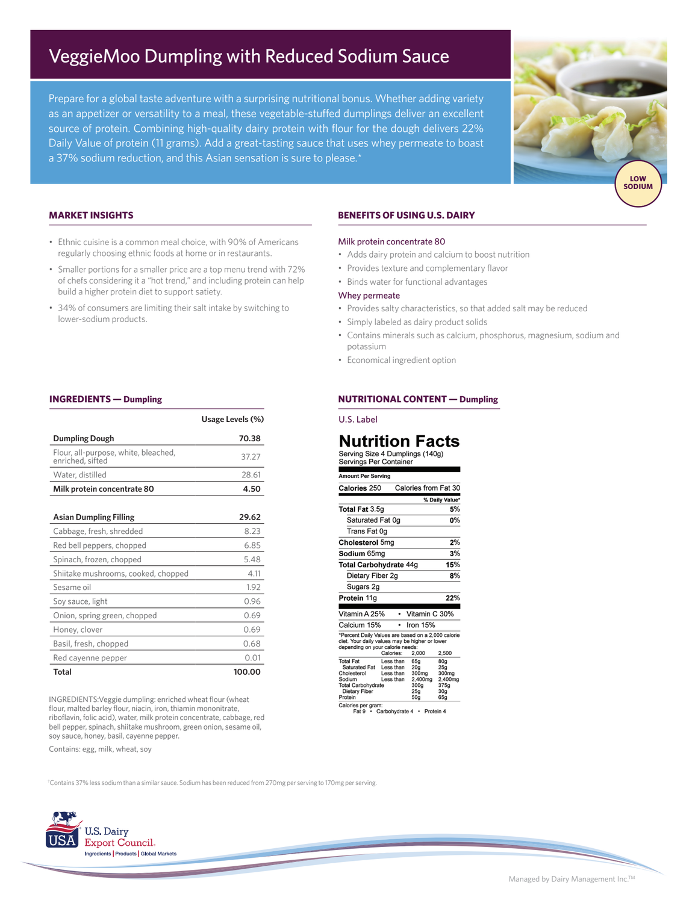# VeggieMoo Dumpling with Reduced Sodium Sauce

Prepare for a global taste adventure with a surprising nutritional bonus. Whether adding variety as an appetizer or versatility to a meal, these vegetable-stuffed dumplings deliver an excellent source of protein. Combining high-quality dairy protein with flour for the dough delivers 22% Daily Value of protein (11 grams). Add a great-tasting sauce that uses whey permeate to boast a 37% sodium reduction, and this Asian sensation is sure to please.*

LOW SODIUM

## MARKET INSIGHTS

- Ethnic cuisine is a common meal choice, with 90% of Americans regularly choosing ethnic foods at home or in restaurants.
- Smaller portions for a smaller price are a top menu trend with 72% of chefs considering it a "hot trend," and including protein can help build a higher protein diet to support satiety.
- 34% of consumers are limiting their salt intake by switching to lower-sodium products.

## BENEFITS OF USING U.S. DAIRY

**Milk protein concentrate 80**

- Adds dairy protein and calcium to boost nutrition
- Provides texture and complementary flavor
- Binds water for functional advantages

**Whey permeate**

- Provides salty characteristics, so that added salt may be reduced
- Simply labeled as dairy product solids
- Contains minerals such as calcium, phosphorus, magnesium, sodium and potassium
- Economical ingredient option

## INGREDIENTS — Dumpling

| | Usage Levels (%) |
|---|---|
| **Dumpling Dough** | **70.38** |
| Flour, all-purpose, white, bleached, enriched, sifted | 37.27 |
| Water, distilled | 28.61 |
| **Milk protein concentrate 80** | **4.50** |
| **Asian Dumpling Filling** | **29.62** |
| Cabbage, fresh, shredded | 8.23 |
| Red bell peppers, chopped | 6.85 |
| Spinach, frozen, chopped | 5.48 |
| Shiitake mushrooms, cooked, chopped | 4.11 |
| Sesame oil | 1.92 |
| Soy sauce, light | 0.96 |
| Onion, spring green, chopped | 0.69 |
| Honey, clover | 0.69 |
| Basil, fresh, chopped | 0.68 |
| Red cayenne pepper | 0.01 |
| **Total** | **100.00** |

INGREDIENTS:Veggie dumpling: enriched wheat flour (wheat flour, malted barley flour, niacin, iron, thiamin mononitrate, riboflavin, folic acid), water, milk protein concentrate, cabbage, red bell pepper, spinach, shiitake mushroom, green onion, sesame oil, soy sauce, honey, basil, cayenne pepper.

Contains: egg, milk, wheat, soy

## NUTRITIONAL CONTENT — Dumpling

U.S. Label

**Nutrition Facts**

Serving Size 4 Dumplings (140g)
Servings Per Container

| Amount Per Serving | |
|---|---|
| **Calories** 250 | Calories from Fat 30 |
| | **% Daily Value*** |
| **Total Fat** 3.5g | **5%** |
| Saturated Fat 0g | **0%** |
| Trans Fat 0g | |
| **Cholesterol** 5mg | **2%** |
| **Sodium** 65mg | **3%** |
| **Total Carbohydrate** 44g | **15%** |
| Dietary Fiber 2g | **8%** |
| Sugars 2g | |
| **Protein** 11g | **22%** |
| Vitamin A 25% | Vitamin C 30% |
| Calcium 15% | Iron 15% |

*Percent Daily Values are based on a 2,000 calorie diet. Your daily values may be higher or lower depending on your calorie needs:

| | Calories: | 2,000 | 2,500 |
|---|---|---|---|
| Total Fat | Less than | 65g | 80g |
| Saturated Fat | Less than | 20g | 25g |
| Cholesterol | Less than | 300mg | 300mg |
| Sodium | Less than | 2,400mg | 2,400mg |
| Total Carbohydrate | | 300g | 375g |
| Dietary Fiber | | 25g | 30g |
| Protein | | 50g | 65g |

Calories per gram:
Fat 9 • Carbohydrate 4 • Protein 4

*Contains 37% less sodium than a similar sauce. Sodium has been reduced from 270mg per serving to 170mg per serving.

U.S. Dairy Export Council
Ingredients | Products | Global Markets

Managed by Dairy Management Inc.™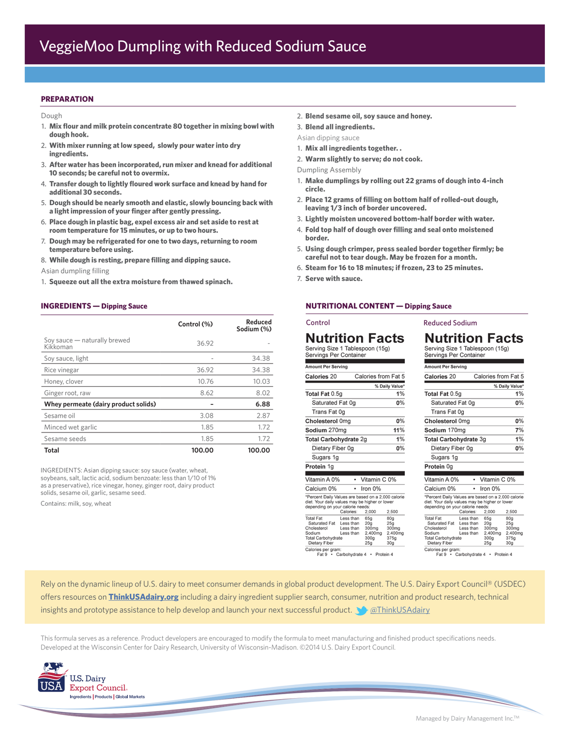# VeggieMoo Dumpling with Reduced Sodium Sauce

## PREPARATION

Dough

1. **Mix flour and milk protein concentrate 80 together in mixing bowl with dough hook.**
2. **With mixer running at low speed, slowly pour water into dry ingredients.**
3. **After water has been incorporated, run mixer and knead for additional 10 seconds; be careful not to overmix.**
4. **Transfer dough to lightly floured work surface and knead by hand for additional 30 seconds.**
5. **Dough should be nearly smooth and elastic, slowly bouncing back with a light impression of your finger after gently pressing.**
6. **Place dough in plastic bag, expel excess air and set aside to rest at room temperature for 15 minutes, or up to two hours.**
7. **Dough may be refrigerated for one to two days, returning to room temperature before using.**
8. **While dough is resting, prepare filling and dipping sauce.**

Asian dumpling filling

1. **Squeeze out all the extra moisture from thawed spinach.**
2. **Blend sesame oil, soy sauce and honey.**
3. **Blend all ingredients.**

Asian dipping sauce

1. **Mix all ingredients together. .**
2. **Warm slightly to serve; do not cook.**

Dumpling Assembly

1. **Make dumplings by rolling out 22 grams of dough into 4-inch circle.**
2. **Place 12 grams of filling on bottom half of rolled-out dough, leaving 1/3 inch of border uncovered.**
3. **Lightly moisten uncovered bottom-half border with water.**
4. **Fold top half of dough over filling and seal onto moistened border.**
5. **Using dough crimper, press sealed border together firmly; be careful not to tear dough. May be frozen for a month.**
6. **Steam for 16 to 18 minutes; if frozen, 23 to 25 minutes.**
7. **Serve with sauce.**

## INGREDIENTS — Dipping Sauce

| | Control (%) | Reduced Sodium (%) |
|---|---|---|
| Soy sauce — naturally brewed Kikkoman | 36.92 | - |
| Soy sauce, light | - | 34.38 |
| Rice vinegar | 36.92 | 34.38 |
| Honey, clover | 10.76 | 10.03 |
| Ginger root, raw | 8.62 | 8.02 |
| **Whey permeate (dairy product solids)** | **-** | **6.88** |
| Sesame oil | 3.08 | 2.87 |
| Minced wet garlic | 1.85 | 1.72 |
| Sesame seeds | 1.85 | 1.72 |
| **Total** | **100.00** | **100.00** |

INGREDIENTS: Asian dipping sauce: soy sauce (water, wheat, soybeans, salt, lactic acid, sodium benzoate: less than 1/10 of 1% as a preservative), rice vinegar, honey, ginger root, dairy product solids, sesame oil, garlic, sesame seed.

Contains: milk, soy, wheat

## NUTRITIONAL CONTENT — Dipping Sauce

### Control

**Nutrition Facts**
Serving Size 1 Tablespoon (15g)
Servings Per Container

| Amount Per Serving | % Daily Value* |
|---|---|
| **Calories** 20 — Calories from Fat 5 | |
| **Total Fat** 0.5g | 1% |
| Saturated Fat 0g | 0% |
| Trans Fat 0g | |
| **Cholesterol** 0mg | 0% |
| **Sodium** 270mg | 11% |
| **Total Carbohydrate** 2g | 1% |
| Dietary Fiber 0g | 0% |
| Sugars 1g | |
| **Protein** 1g | |
| Vitamin A 0% • Vitamin C 0% | |
| Calcium 0% • Iron 0% | |

### Reduced Sodium

**Nutrition Facts**
Serving Size 1 Tablespoon (15g)
Servings Per Container

| Amount Per Serving | % Daily Value* |
|---|---|
| **Calories** 20 — Calories from Fat 5 | |
| **Total Fat** 0.5g | 1% |
| Saturated Fat 0g | 0% |
| Trans Fat 0g | |
| **Cholesterol** 0mg | 0% |
| **Sodium** 170mg | 7% |
| **Total Carbohydrate** 3g | 1% |
| Dietary Fiber 0g | 0% |
| Sugars 1g | |
| **Protein** 0g | |
| Vitamin A 0% • Vitamin C 0% | |
| Calcium 0% • Iron 0% | |

*Percent Daily Values are based on a 2,000 calorie diet. Your daily values may be higher or lower depending on your calorie needs:

| | | Calories: 2,000 | 2,500 |
|---|---|---|---|
| Total Fat | Less than | 65g | 80g |
| Saturated Fat | Less than | 20g | 25g |
| Cholesterol | Less than | 300mg | 300mg |
| Sodium | Less than | 2,400mg | 2,400mg |
| Total Carbohydrate | | 300g | 375g |
| Dietary Fiber | | 25g | 30g |

Calories per gram:
Fat 9 • Carbohydrate 4 • Protein 4

Rely on the dynamic lineup of U.S. dairy to meet consumer demands in global product development. The U.S. Dairy Export Council® (USDEC) offers resources on **ThinkUSAdairy.org** including a dairy ingredient supplier search, consumer, nutrition and product research, technical insights and prototype assistance to help develop and launch your next successful product. @ThinkUSAdairy

This formula serves as a reference. Product developers are encouraged to modify the formula to meet manufacturing and finished product specifications needs. Developed at the Wisconsin Center for Dairy Research, University of Wisconsin-Madison. ©2014 U.S. Dairy Export Council.

U.S. Dairy Export Council
Ingredients | Products | Global Markets

Managed by Dairy Management Inc.™